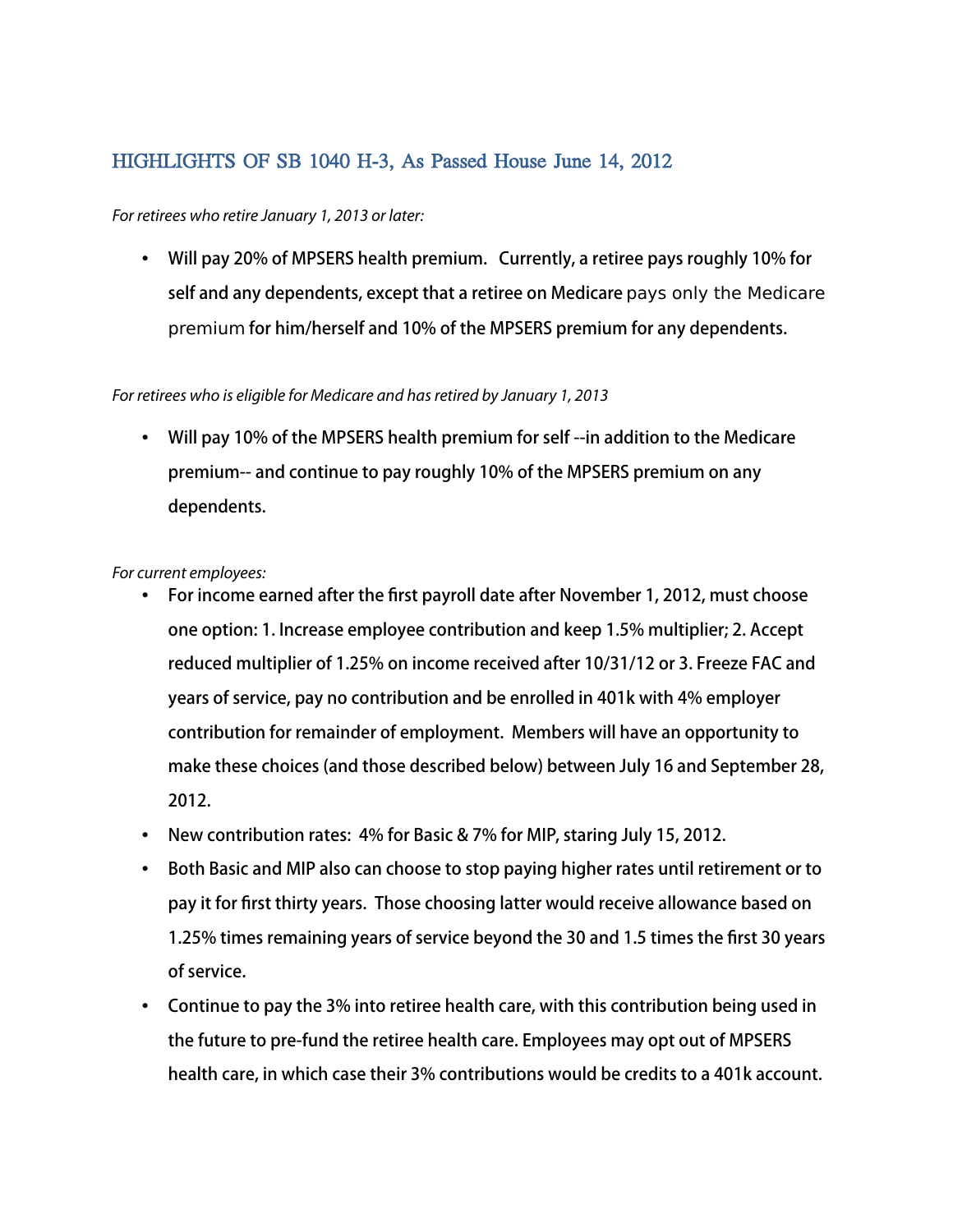## HIGHLIGHTS OF SB 1040 H-3, As Passed House June 14, 2012

*For retirees who retire January 1, 2013 or later:*

- Will pay 20% of MPSERS health premium. Currently, a retiree pays roughly 10% for self and any dependents, except that a retiree on Medicare pays only the Medicare premium for him/herself and 10% of the MPSERS premium for any dependents.

*For retirees who is eligible for Medicare and has retired by January 1, 2013*

- Will pay 10% of the MPSERS health premium for self --in addition to the Medicare premium-- and continue to pay roughly 10% of the MPSERS premium on any dependents.

*For current employees:*

- For income earned after the first payroll date after November 1, 2012, must choose one option: 1. Increase employee contribution and keep 1.5% multiplier; 2. Accept reduced multiplier of 1.25% on income received after 10/31/12 or 3. Freeze FAC and years of service, pay no contribution and be enrolled in 401k with 4% employer contribution for remainder of employment. Members will have an opportunity to make these choices (and those described below) between July 16 and September 28, 2012.
- New contribution rates: 4% for Basic & 7% for MIP, staring July 15, 2012.
- Both Basic and MIP also can choose to stop paying higher rates until retirement or to pay it for first thirty years. Those choosing latter would receive allowance based on 1.25% times remaining years of service beyond the 30 and 1.5 times the first 30 years of service.
- Continue to pay the 3% into retiree health care, with this contribution being used in the future to pre-fund the retiree health care. Employees may opt out of MPSERS health care, in which case their 3% contributions would be credits to a 401k account.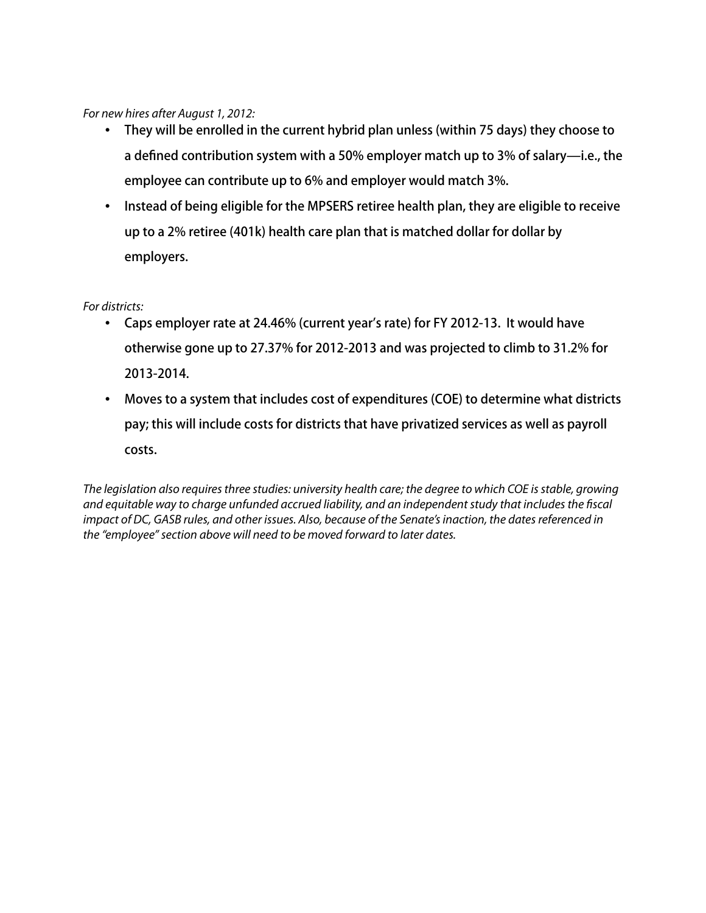*For new hires after August 1, 2012:*

- They will be enrolled in the current hybrid plan unless (within 75 days) they choose to a defined contribution system with a 50% employer match up to 3% of salary—i.e., the employee can contribute up to 6% and employer would match 3%.
- Instead of being eligible for the MPSERS retiree health plan, they are eligible to receive up to a 2% retiree (401k) health care plan that is matched dollar for dollar by employers.

*For districts:*

- Caps employer rate at 24.46% (current year's rate) for FY 2012-13. It would have otherwise gone up to 27.37% for 2012-2013 and was projected to climb to 31.2% for 2013-2014.
- Moves to a system that includes cost of expenditures (COE) to determine what districts pay; this will include costs for districts that have privatized services as well as payroll costs.

*The legislation also requires three studies: university health care; the degree to which COE is stable, growing and equitable way to charge unfunded accrued liability, and an independent study that includes the fiscal impact of DC, GASB rules, and other issues. Also, because of the Senate's inaction, the dates referenced in the "employee" section above will need to be moved forward to later dates.*